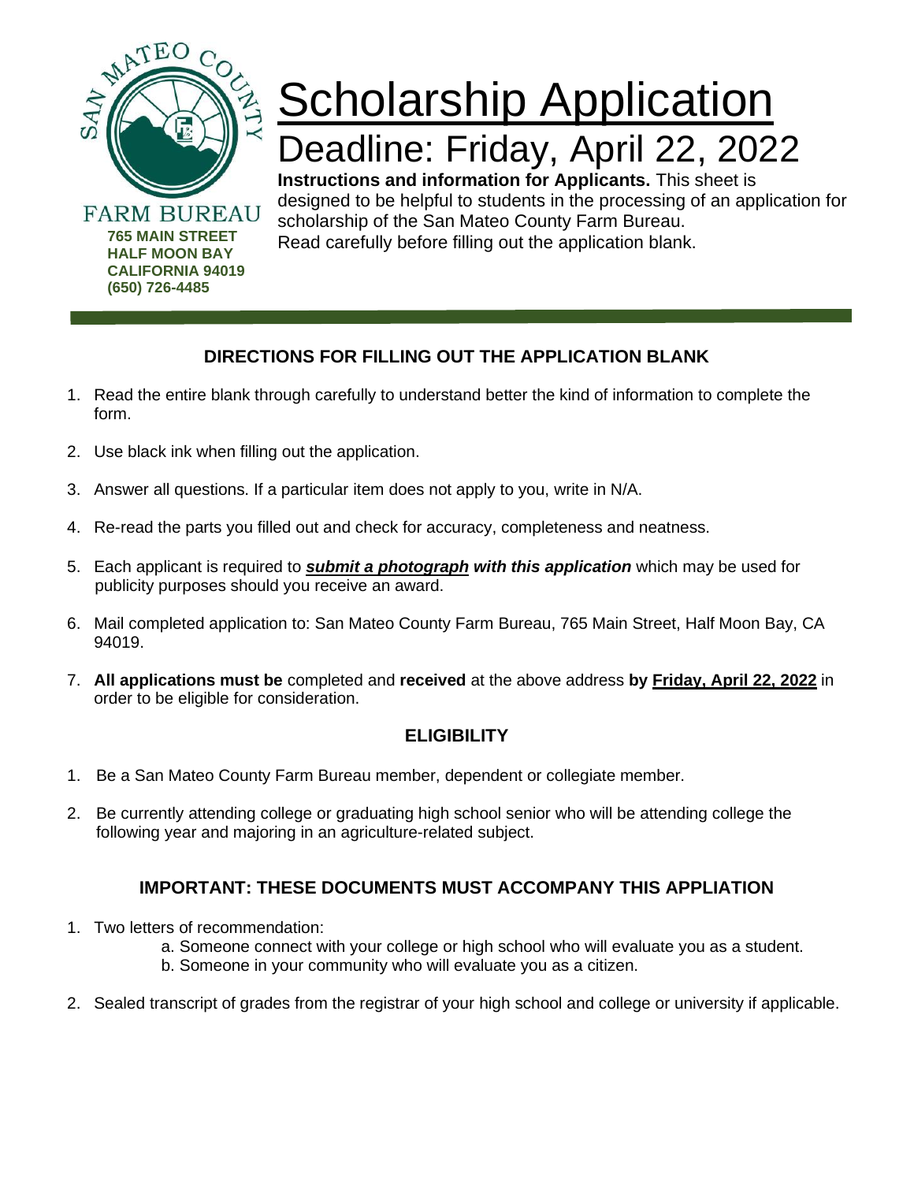SAN MATEO COUNTY FARM BUREAU

**765 MAIN STREET**
**HALF MOON BAY**
**CALIFORNIA 94019**
**(650) 726-4485**

# Scholarship Application

## Deadline: Friday, April 22, 2022

**Instructions and information for Applicants.** This sheet is designed to be helpful to students in the processing of an application for scholarship of the San Mateo County Farm Bureau. Read carefully before filling out the application blank.

### DIRECTIONS FOR FILLING OUT THE APPLICATION BLANK

1. Read the entire blank through carefully to understand better the kind of information to complete the form.
2. Use black ink when filling out the application.
3. Answer all questions. If a particular item does not apply to you, write in N/A.
4. Re-read the parts you filled out and check for accuracy, completeness and neatness.
5. Each applicant is required to ***submit a photograph* with this application** which may be used for publicity purposes should you receive an award.
6. Mail completed application to: San Mateo County Farm Bureau, 765 Main Street, Half Moon Bay, CA 94019.
7. **All applications must be** completed and **received** at the above address **by Friday, April 22, 2022** in order to be eligible for consideration.

### ELIGIBILITY

1. Be a San Mateo County Farm Bureau member, dependent or collegiate member.
2. Be currently attending college or graduating high school senior who will be attending college the following year and majoring in an agriculture-related subject.

### IMPORTANT: THESE DOCUMENTS MUST ACCOMPANY THIS APPLIATION

1. Two letters of recommendation:
   a. Someone connect with your college or high school who will evaluate you as a student.
   b. Someone in your community who will evaluate you as a citizen.
2. Sealed transcript of grades from the registrar of your high school and college or university if applicable.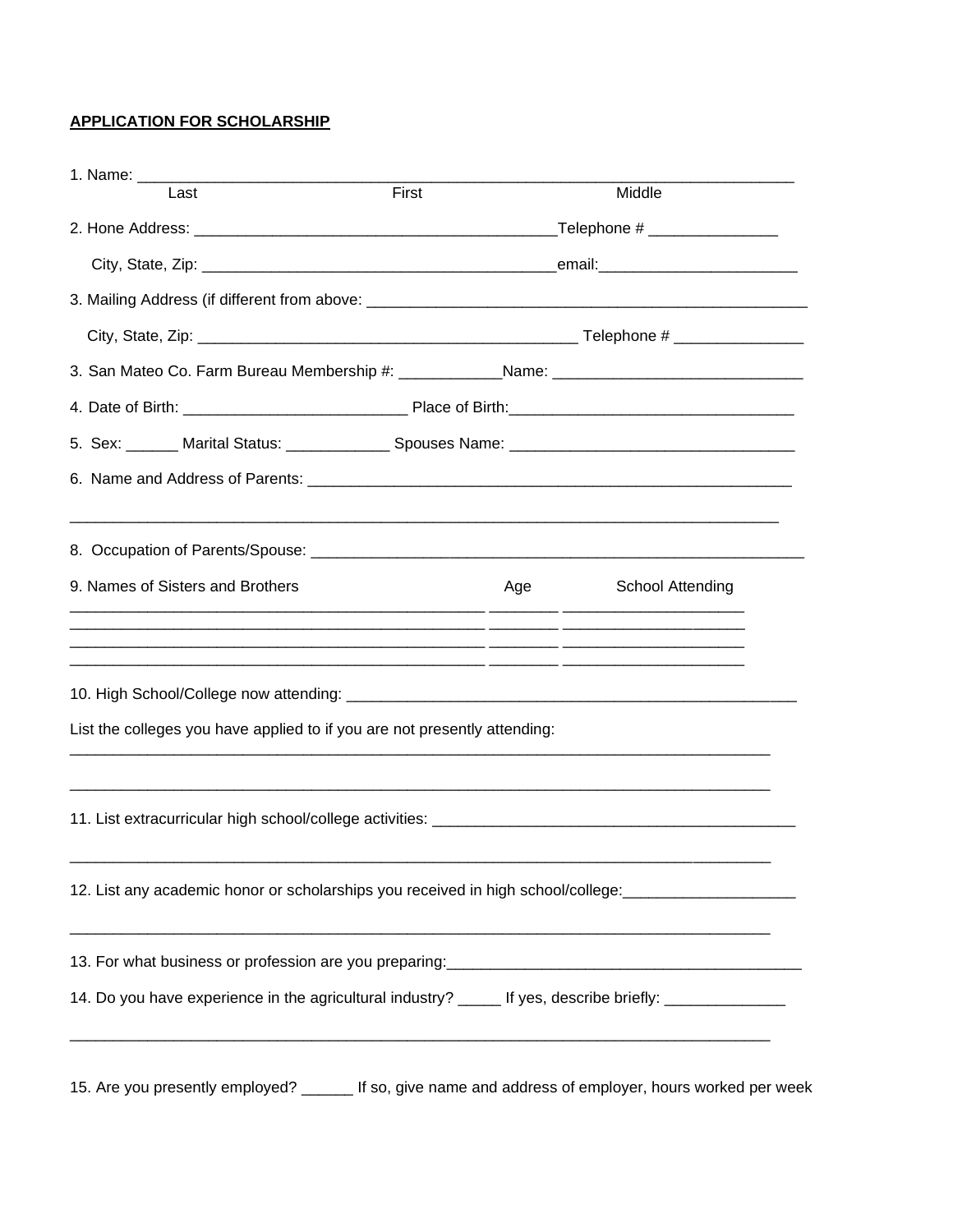**APPLICATION FOR SCHOLARSHIP**

1. Name: ______________________________________________________________________________
   Last First Middle

2. Hone Address: ________________________________________Telephone # _______________

   City, State, Zip: ________________________________________email:_______________________

3. Mailing Address (if different from above: ________________________________________________

   City, State, Zip: ___________________________________________ Telephone # _______________

3. San Mateo Co. Farm Bureau Membership #: ____________Name: _____________________________

4. Date of Birth: __________________________ Place of Birth:_________________________________

5. Sex: ______ Marital Status: ____________ Spouses Name: _________________________________

6. Name and Address of Parents: __________________________________________________________

_____________________________________________________________________________________

8. Occupation of Parents/Spouse: __________________________________________________________

| 9. Names of Sisters and Brothers | Age | School Attending |
|---|---|---|
| | | |
| | | |
| | | |
| | | |

10. High School/College now attending: ____________________________________________________

List the colleges you have applied to if you are not presently attending:

_____________________________________________________________________________________

_____________________________________________________________________________________

11. List extracurricular high school/college activities: ___________________________________________

_____________________________________________________________________________________

12. List any academic honor or scholarships you received in high school/college:____________________

_____________________________________________________________________________________

13. For what business or profession are you preparing:__________________________________________

14. Do you have experience in the agricultural industry? _____ If yes, describe briefly: ______________

_____________________________________________________________________________________

15. Are you presently employed? ______ If so, give name and address of employer, hours worked per week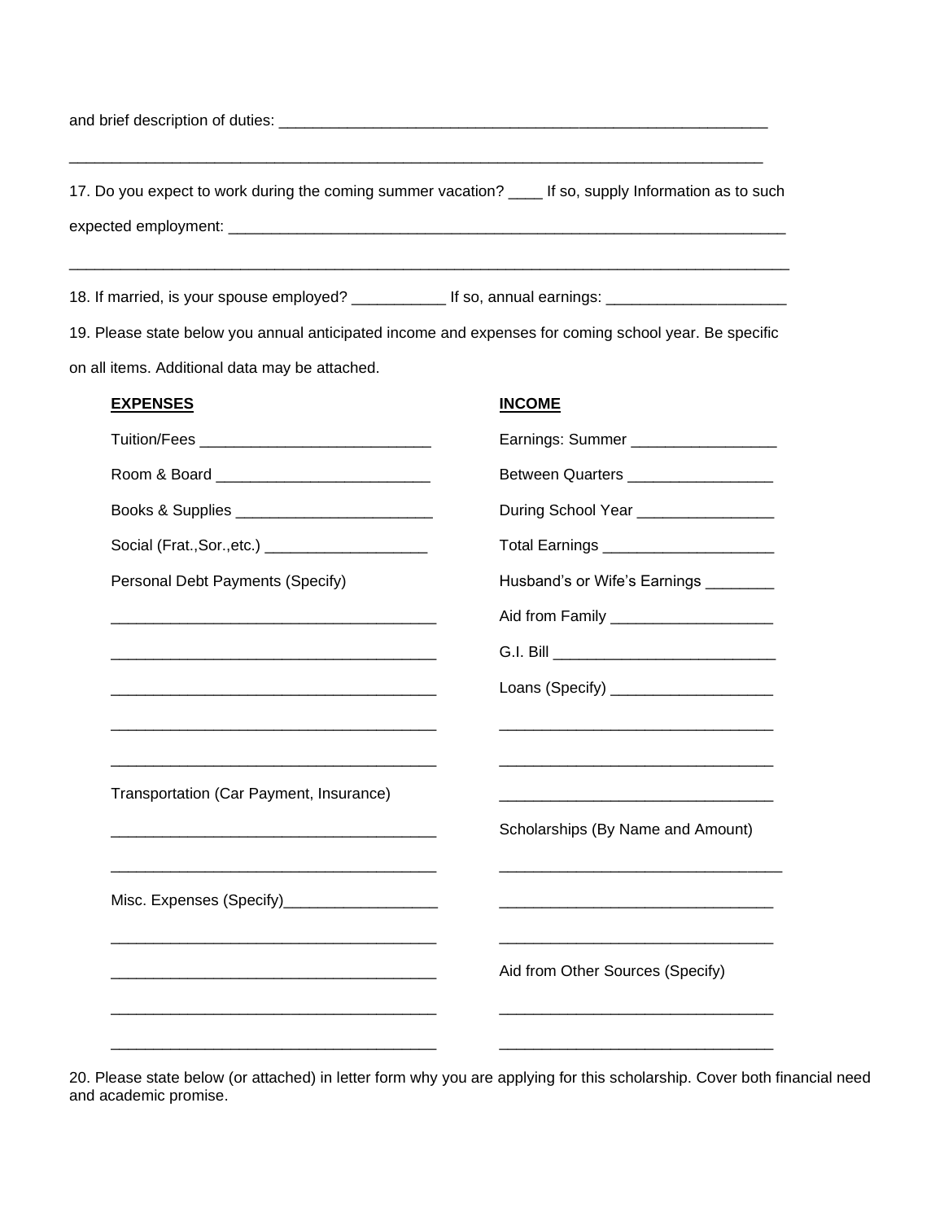and brief description of duties: ____________________________________________________________

_________________________________________________________________________________________

17. Do you expect to work during the coming summer vacation? ____ If so, supply Information as to such expected employment: ____________________________________________________________________

_________________________________________________________________________________________

18. If married, is your spouse employed? ___________ If so, annual earnings: _____________________

19. Please state below you annual anticipated income and expenses for coming school year. Be specific on all items. Additional data may be attached.

| **EXPENSES** | **INCOME** |
|---|---|
| Tuition/Fees ___________________________ | Earnings: Summer _________________ |
| Room & Board _________________________ | Between Quarters _________________ |
| Books & Supplies _______________________ | During School Year ________________ |
| Social (Frat.,Sor.,etc.) ___________________ | Total Earnings ____________________ |
| Personal Debt Payments (Specify) | Husband's or Wife's Earnings ________ |
| _____________________________________ | Aid from Family ___________________ |
| _____________________________________ | G.I. Bill __________________________ |
| _____________________________________ | Loans (Specify) ___________________ |
| _____________________________________ | ________________________________ |
| _____________________________________ | ________________________________ |
| Transportation (Car Payment, Insurance) | ________________________________ |
| _____________________________________ | Scholarships (By Name and Amount) |
| _____________________________________ | ________________________________ |
| Misc. Expenses (Specify)__________________ | ________________________________ |
| _____________________________________ | ________________________________ |
| _____________________________________ | Aid from Other Sources (Specify) |
| _____________________________________ | ________________________________ |
| _____________________________________ | ________________________________ |

20. Please state below (or attached) in letter form why you are applying for this scholarship. Cover both financial need and academic promise.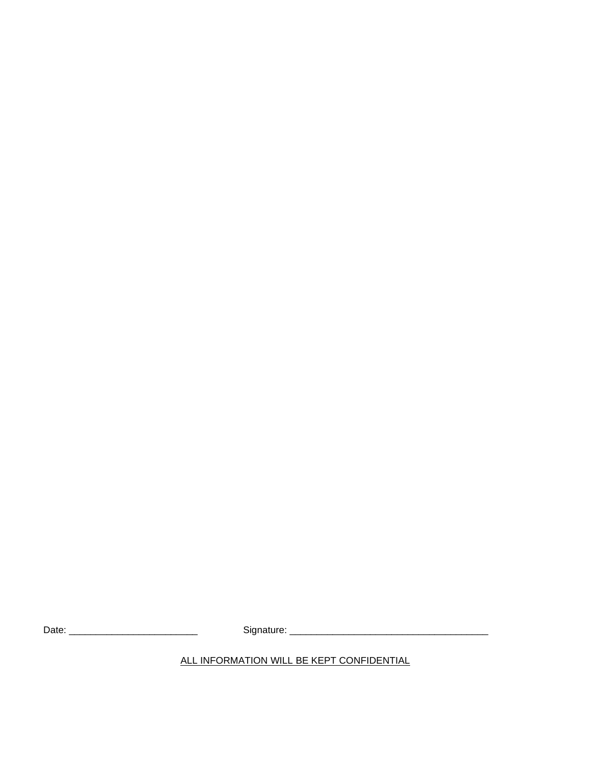Date: ________________________ Signature: ____________________________________

ALL INFORMATION WILL BE KEPT CONFIDENTIAL